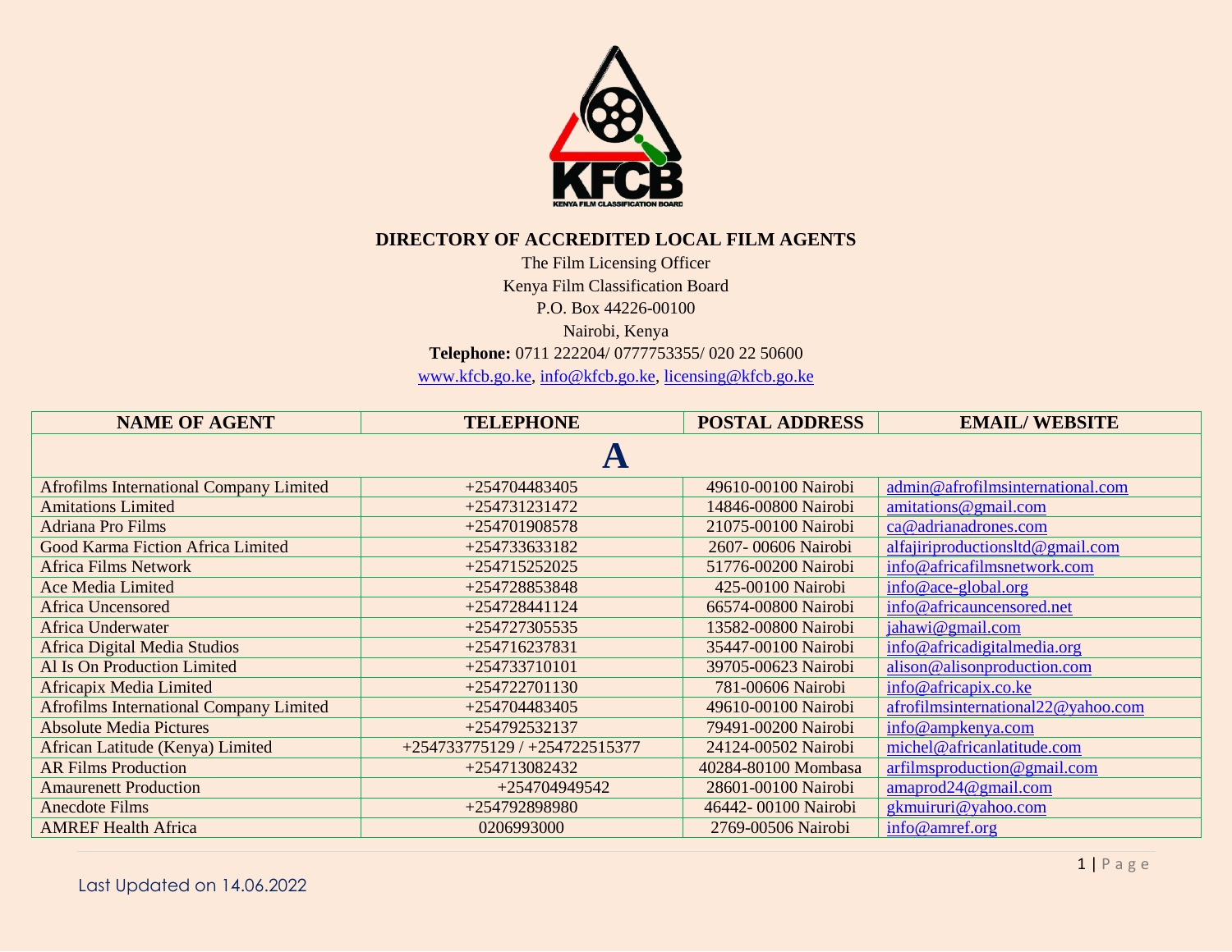# DIRECTORY OF ACCREDITED LOCAL FILM AGENTS

The Film Licensing Officer
Kenya Film Classification Board
P.O. Box 44226-00100
Nairobi, Kenya
**Telephone:** 0711 222204/ 0777753355/ 020 22 50600
www.kfcb.go.ke, info@kfcb.go.ke, licensing@kfcb.go.ke

| NAME OF AGENT | TELEPHONE | POSTAL ADDRESS | EMAIL/ WEBSITE |
|---|---|---|---|
| **A** | | | |
| Afrofilms International Company Limited | +254704483405 | 49610-00100 Nairobi | admin@afrofilmsinternational.com |
| Amitations Limited | +254731231472 | 14846-00800 Nairobi | amitations@gmail.com |
| Adriana Pro Films | +254701908578 | 21075-00100 Nairobi | ca@adrianadrones.com |
| Good Karma Fiction Africa Limited | +254733633182 | 2607- 00606 Nairobi | alfajiriproductionsltd@gmail.com |
| Africa Films Network | +254715252025 | 51776-00200 Nairobi | info@africafilmsnetwork.com |
| Ace Media Limited | +254728853848 | 425-00100 Nairobi | info@ace-global.org |
| Africa Uncensored | +254728441124 | 66574-00800 Nairobi | info@africauncensored.net |
| Africa Underwater | +254727305535 | 13582-00800 Nairobi | jahawi@gmail.com |
| Africa Digital Media Studios | +254716237831 | 35447-00100 Nairobi | info@africadigitalmedia.org |
| Al Is On Production Limited | +254733710101 | 39705-00623 Nairobi | alison@alisonproduction.com |
| Africapix Media Limited | +254722701130 | 781-00606 Nairobi | info@africapix.co.ke |
| Afrofilms International Company Limited | +254704483405 | 49610-00100 Nairobi | afrofilmsinternational22@yahoo.com |
| Absolute Media Pictures | +254792532137 | 79491-00200 Nairobi | info@ampkenya.com |
| African Latitude (Kenya) Limited | +254733775129 / +254722515377 | 24124-00502 Nairobi | michel@africanlatitude.com |
| AR Films Production | +254713082432 | 40284-80100 Mombasa | arfilmsproduction@gmail.com |
| Amaurenett Production | +254704949542 | 28601-00100 Nairobi | amaprod24@gmail.com |
| Anecdote Films | +254792898980 | 46442- 00100 Nairobi | gkmuiruri@yahoo.com |
| AMREF Health Africa | 0206993000 | 2769-00506 Nairobi | info@amref.org |

Last Updated on 14.06.2022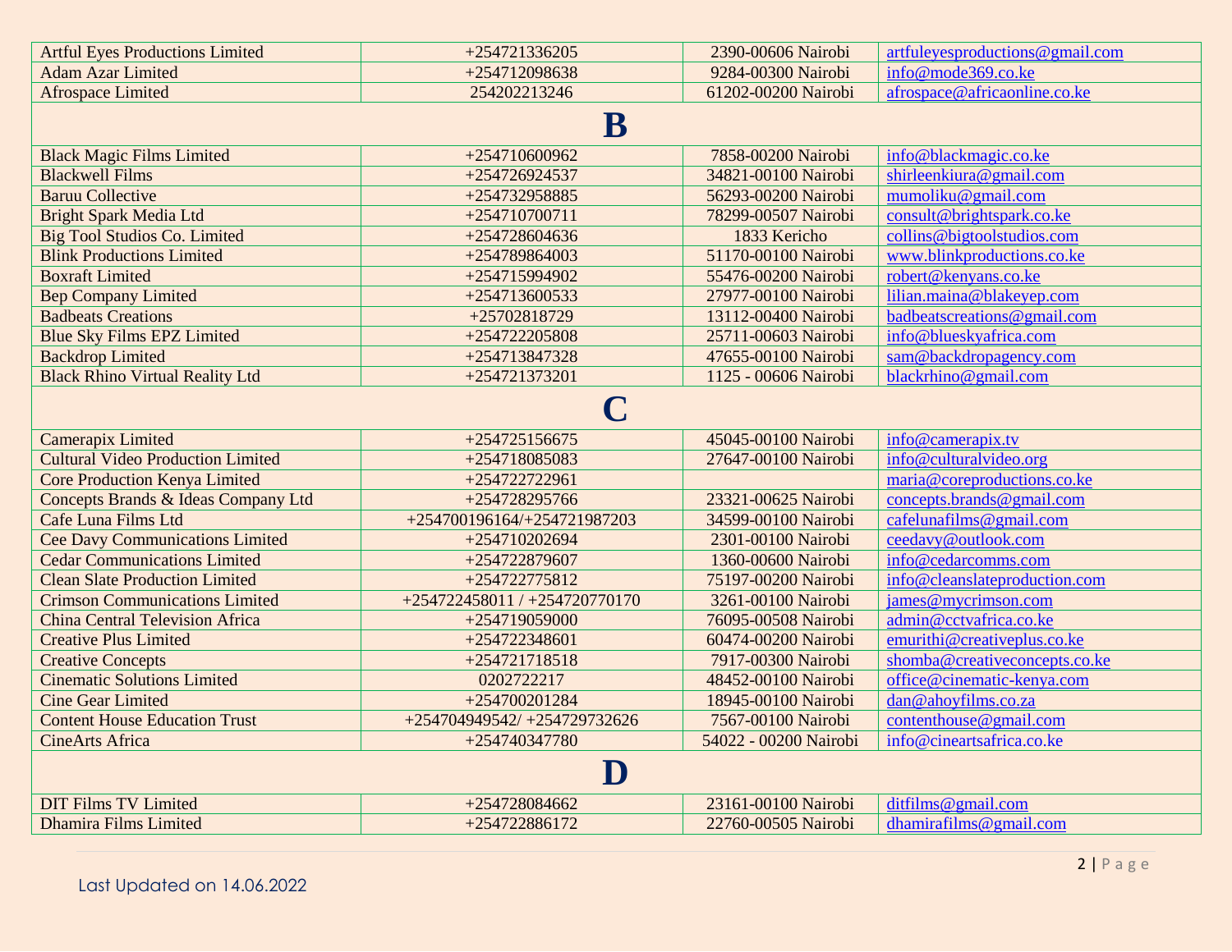| | | | |
|---|---|---|---|
| Artful Eyes Productions Limited | +254721336205 | 2390-00606 Nairobi | artfuleyesproductions@gmail.com |
| Adam Azar Limited | +254712098638 | 9284-00300 Nairobi | info@mode369.co.ke |
| Afrospace Limited | 254202213246 | 61202-00200 Nairobi | afrospace@africaonline.co.ke |
| **B** | | | |
| Black Magic Films Limited | +254710600962 | 7858-00200 Nairobi | info@blackmagic.co.ke |
| Blackwell Films | +254726924537 | 34821-00100 Nairobi | shirleenkiura@gmail.com |
| Baruu Collective | +254732958885 | 56293-00200 Nairobi | mumoliku@gmail.com |
| Bright Spark Media Ltd | +254710700711 | 78299-00507 Nairobi | consult@brightspark.co.ke |
| Big Tool Studios Co. Limited | +254728604636 | 1833 Kericho | collins@bigtoolstudios.com |
| Blink Productions Limited | +254789864003 | 51170-00100 Nairobi | www.blinkproductions.co.ke |
| Boxraft Limited | +254715994902 | 55476-00200 Nairobi | robert@kenyans.co.ke |
| Bep Company Limited | +254713600533 | 27977-00100 Nairobi | lilian.maina@blakeyep.com |
| Badbeats Creations | +25702818729 | 13112-00400 Nairobi | badbeatscreations@gmail.com |
| Blue Sky Films EPZ Limited | +254722205808 | 25711-00603 Nairobi | info@blueskyafrica.com |
| Backdrop Limited | +254713847328 | 47655-00100 Nairobi | sam@backdropagency.com |
| Black Rhino Virtual Reality Ltd | +254721373201 | 1125 - 00606 Nairobi | blackrhino@gmail.com |
| **C** | | | |
| Camerapix Limited | +254725156675 | 45045-00100 Nairobi | info@camerapix.tv |
| Cultural Video Production Limited | +254718085083 | 27647-00100 Nairobi | info@culturalvideo.org |
| Core Production Kenya Limited | +254722722961 | | maria@coreproductions.co.ke |
| Concepts Brands & Ideas Company Ltd | +254728295766 | 23321-00625 Nairobi | concepts.brands@gmail.com |
| Cafe Luna Films Ltd | +254700196164/+254721987203 | 34599-00100 Nairobi | cafelunafilms@gmail.com |
| Cee Davy Communications Limited | +254710202694 | 2301-00100 Nairobi | ceedavy@outlook.com |
| Cedar Communications Limited | +254722879607 | 1360-00600 Nairobi | info@cedarcomms.com |
| Clean Slate Production Limited | +254722775812 | 75197-00200 Nairobi | info@cleanslateproduction.com |
| Crimson Communications Limited | +254722458011 / +254720770170 | 3261-00100 Nairobi | james@mycrimson.com |
| China Central Television Africa | +254719059000 | 76095-00508 Nairobi | admin@cctvafrica.co.ke |
| Creative Plus Limited | +254722348601 | 60474-00200 Nairobi | emurithi@creativeplus.co.ke |
| Creative Concepts | +254721718518 | 7917-00300 Nairobi | shomba@creativeconcepts.co.ke |
| Cinematic Solutions Limited | 0202722217 | 48452-00100 Nairobi | office@cinematic-kenya.com |
| Cine Gear Limited | +254700201284 | 18945-00100 Nairobi | dan@ahoyfilms.co.za |
| Content House Education Trust | +254704949542/ +254729732626 | 7567-00100 Nairobi | contenthouse@gmail.com |
| CineArts Africa | +254740347780 | 54022 - 00200 Nairobi | info@cineartsafrica.co.ke |
| **D** | | | |
| DIT Films TV Limited | +254728084662 | 23161-00100 Nairobi | ditfilms@gmail.com |
| Dhamira Films Limited | +254722886172 | 22760-00505 Nairobi | dhamirafilms@gmail.com |

Last Updated on 14.06.2022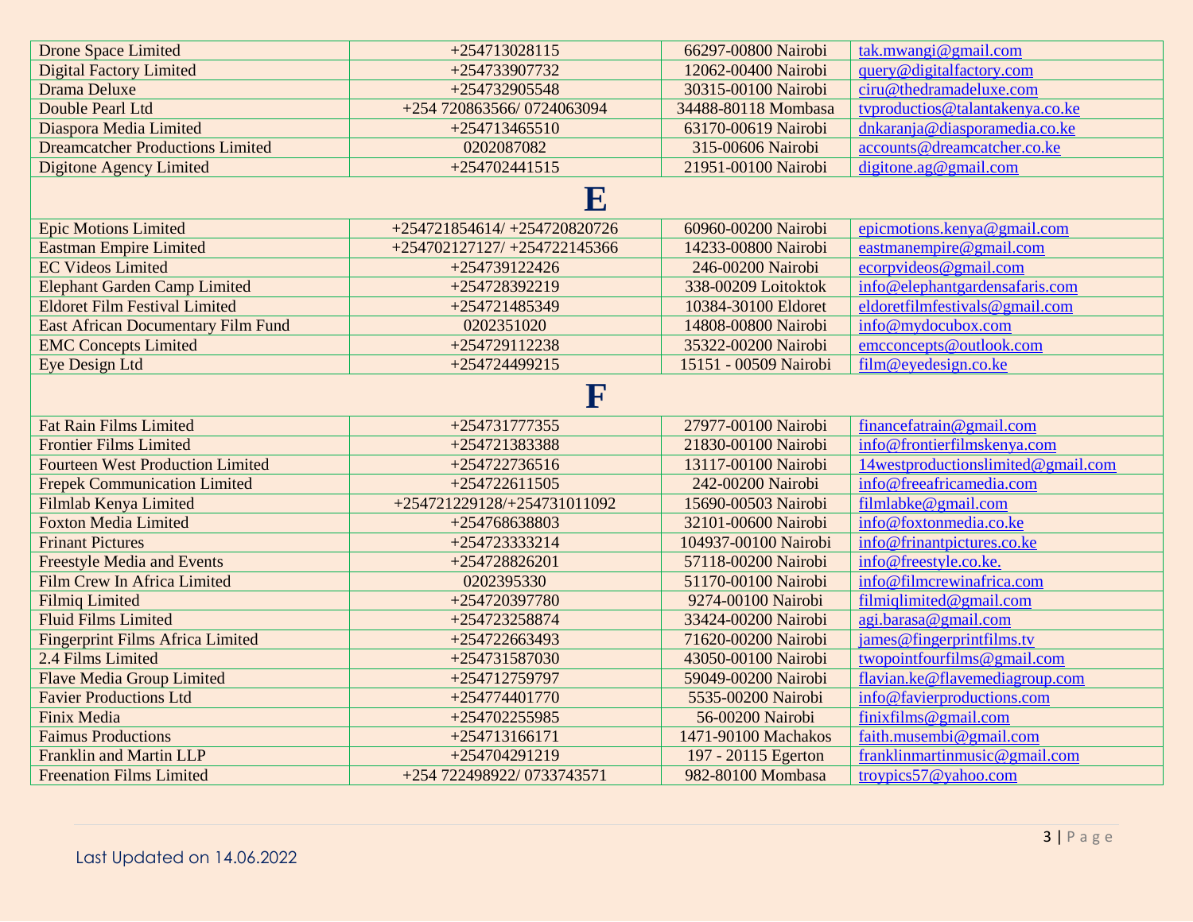| | | | |
|---|---|---|---|
| Drone Space Limited | +254713028115 | 66297-00800 Nairobi | tak.mwangi@gmail.com |
| Digital Factory Limited | +254733907732 | 12062-00400 Nairobi | query@digitalfactory.com |
| Drama Deluxe | +254732905548 | 30315-00100 Nairobi | ciru@thedramadeluxe.com |
| Double Pearl Ltd | +254 720863566/ 0724063094 | 34488-80118 Mombasa | tvproductios@talantakenya.co.ke |
| Diaspora Media Limited | +254713465510 | 63170-00619 Nairobi | dnkaranja@diasporamedia.co.ke |
| Dreamcatcher Productions Limited | 0202087082 | 315-00606 Nairobi | accounts@dreamcatcher.co.ke |
| Digitone Agency Limited | +254702441515 | 21951-00100 Nairobi | digitone.ag@gmail.com |
| **E** | | | |
| Epic Motions Limited | +254721854614/ +254720820726 | 60960-00200 Nairobi | epicmotions.kenya@gmail.com |
| Eastman Empire Limited | +254702127127/ +254722145366 | 14233-00800 Nairobi | eastmanempire@gmail.com |
| EC Videos Limited | +254739122426 | 246-00200 Nairobi | ecorpvideos@gmail.com |
| Elephant Garden Camp Limited | +254728392219 | 338-00209 Loitoktok | info@elephantgardensafaris.com |
| Eldoret Film Festival Limited | +254721485349 | 10384-30100 Eldoret | eldoretfilmfestivals@gmail.com |
| East African Documentary Film Fund | 0202351020 | 14808-00800 Nairobi | info@mydocubox.com |
| EMC Concepts Limited | +254729112238 | 35322-00200 Nairobi | emcconcepts@outlook.com |
| Eye Design Ltd | +254724499215 | 15151 - 00509 Nairobi | film@eyedesign.co.ke |
| **F** | | | |
| Fat Rain Films Limited | +254731777355 | 27977-00100 Nairobi | financefatrain@gmail.com |
| Frontier Films Limited | +254721383388 | 21830-00100 Nairobi | info@frontierfilmskenya.com |
| Fourteen West Production Limited | +254722736516 | 13117-00100 Nairobi | 14westproductionslimited@gmail.com |
| Frepek Communication Limited | +254722611505 | 242-00200 Nairobi | info@freeafricamedia.com |
| Filmlab Kenya Limited | +254721229128/+254731011092 | 15690-00503 Nairobi | filmlabke@gmail.com |
| Foxton Media Limited | +254768638803 | 32101-00600 Nairobi | info@foxtonmedia.co.ke |
| Frinant Pictures | +254723333214 | 104937-00100 Nairobi | info@frinantpictures.co.ke |
| Freestyle Media and Events | +254728826201 | 57118-00200 Nairobi | info@freestyle.co.ke. |
| Film Crew In Africa Limited | 0202395330 | 51170-00100 Nairobi | info@filmcrewinafrica.com |
| Filmiq Limited | +254720397780 | 9274-00100 Nairobi | filmiqlimited@gmail.com |
| Fluid Films Limited | +254723258874 | 33424-00200 Nairobi | agi.barasa@gmail.com |
| Fingerprint Films Africa Limited | +254722663493 | 71620-00200 Nairobi | james@fingerprintfilms.tv |
| 2.4 Films Limited | +254731587030 | 43050-00100 Nairobi | twopointfourfilms@gmail.com |
| Flave Media Group Limited | +254712759797 | 59049-00200 Nairobi | flavian.ke@flavemediagroup.com |
| Favier Productions Ltd | +254774401770 | 5535-00200 Nairobi | info@favierproductions.com |
| Finix Media | +254702255985 | 56-00200 Nairobi | finixfilms@gmail.com |
| Faimus Productions | +254713166171 | 1471-90100 Machakos | faith.musembi@gmail.com |
| Franklin and Martin LLP | +254704291219 | 197 - 20115 Egerton | franklinmartinmusic@gmail.com |
| Freenation Films Limited | +254 722498922/ 0733743571 | 982-80100 Mombasa | troypics57@yahoo.com |

Last Updated on 14.06.2022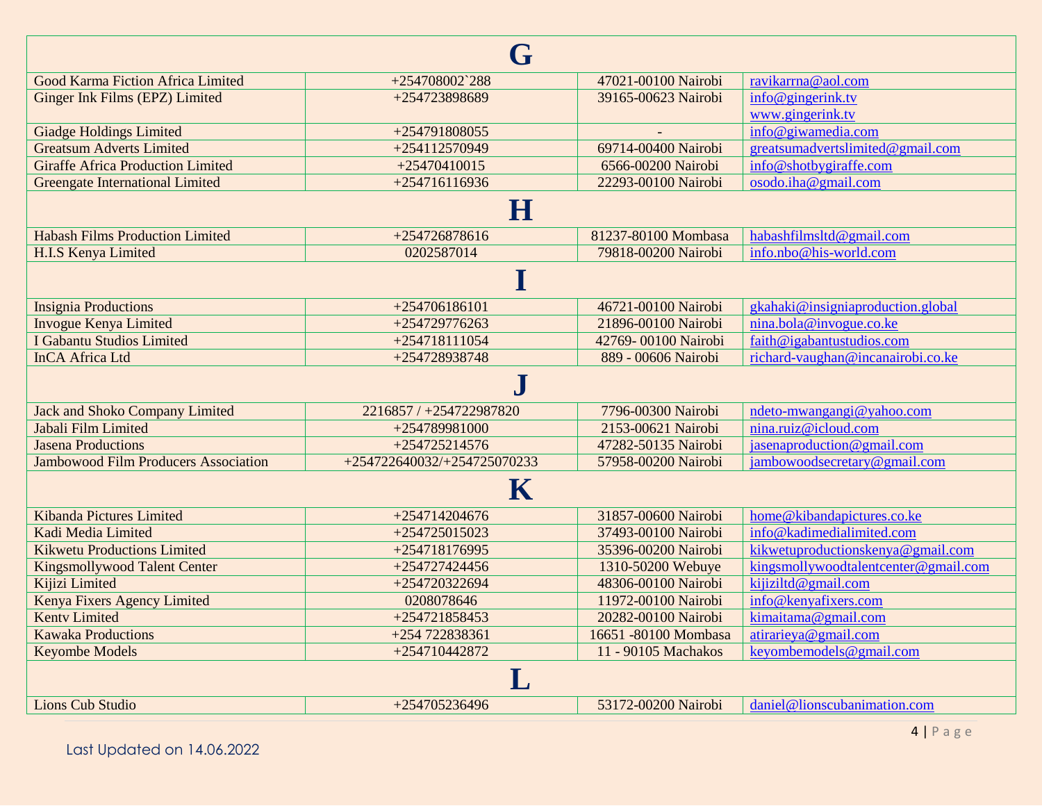## G

| | | | |
|---|---|---|---|
| Good Karma Fiction Africa Limited | +254708002`288 | 47021-00100 Nairobi | ravikarrna@aol.com |
| Ginger Ink Films (EPZ) Limited | +254723898689 | 39165-00623 Nairobi | info@gingerink.tv www.gingerink.tv |
| Giadge Holdings Limited | +254791808055 | - | info@giwamedia.com |
| Greatsum Adverts Limited | +254112570949 | 69714-00400 Nairobi | greatsumadvertslimited@gmail.com |
| Giraffe Africa Production Limited | +25470410015 | 6566-00200 Nairobi | info@shotbygiraffe.com |
| Greengate International Limited | +254716116936 | 22293-00100 Nairobi | osodo.iha@gmail.com |

## H

| | | | |
|---|---|---|---|
| Habash Films Production Limited | +254726878616 | 81237-80100 Mombasa | habashfilmsltd@gmail.com |
| H.I.S Kenya Limited | 0202587014 | 79818-00200 Nairobi | info.nbo@his-world.com |

## I

| | | | |
|---|---|---|---|
| Insignia Productions | +254706186101 | 46721-00100 Nairobi | gkahaki@insigniaproduction.global |
| Invogue Kenya Limited | +254729776263 | 21896-00100 Nairobi | nina.bola@invogue.co.ke |
| I Gabantu Studios Limited | +254718111054 | 42769- 00100 Nairobi | faith@igabantustudios.com |
| InCA Africa Ltd | +254728938748 | 889 - 00606 Nairobi | richard-vaughan@incanairobi.co.ke |

## J

| | | | |
|---|---|---|---|
| Jack and Shoko Company Limited | 2216857 / +254722987820 | 7796-00300 Nairobi | ndeto-mwangangi@yahoo.com |
| Jabali Film Limited | +254789981000 | 2153-00621 Nairobi | nina.ruiz@icloud.com |
| Jasena Productions | +254725214576 | 47282-50135 Nairobi | jasenaproduction@gmail.com |
| Jambowood Film Producers Association | +254722640032/+254725070233 | 57958-00200 Nairobi | jambowoodsecretary@gmail.com |

## K

| | | | |
|---|---|---|---|
| Kibanda Pictures Limited | +254714204676 | 31857-00600 Nairobi | home@kibandapictures.co.ke |
| Kadi Media Limited | +254725015023 | 37493-00100 Nairobi | info@kadimedialimited.com |
| Kikwetu Productions Limited | +254718176995 | 35396-00200 Nairobi | kikwetuproductionskenya@gmail.com |
| Kingsmollywood Talent Center | +254727424456 | 1310-50200 Webuye | kingsmollywoodtalentcenter@gmail.com |
| Kijizi Limited | +254720322694 | 48306-00100 Nairobi | kijiziltd@gmail.com |
| Kenya Fixers Agency Limited | 0208078646 | 11972-00100 Nairobi | info@kenyafixers.com |
| Kentv Limited | +254721858453 | 20282-00100 Nairobi | kimaitama@gmail.com |
| Kawaka Productions | +254 722838361 | 16651 -80100 Mombasa | atirarieya@gmail.com |
| Keyombe Models | +254710442872 | 11 - 90105 Machakos | keyombemodels@gmail.com |

## L

| | | | |
|---|---|---|---|
| Lions Cub Studio | +254705236496 | 53172-00200 Nairobi | daniel@lionscubanimation.com |

Last Updated on 14.06.2022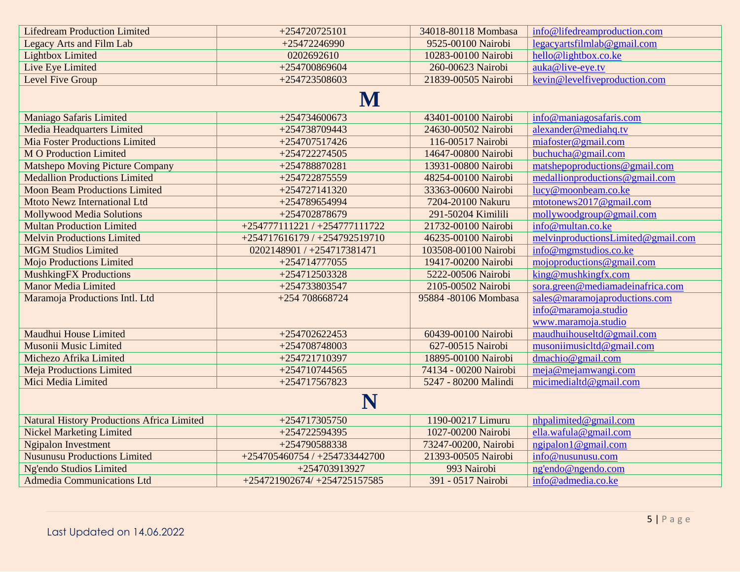| | | | |
|---|---|---|---|
| Lifedream Production Limited | +254720725101 | 34018-80118 Mombasa | info@lifedreamproduction.com |
| Legacy Arts and Film Lab | +25472246990 | 9525-00100 Nairobi | legacyartsfilmlab@gmail.com |
| Lightbox Limited | 0202692610 | 10283-00100 Nairobi | hello@lightbox.co.ke |
| Live Eye Limited | +254700869604 | 260-00623 Nairobi | auka@live-eye.tv |
| Level Five Group | +254723508603 | 21839-00505 Nairobi | kevin@levelfiveproduction.com |
| **M** | | | |
| Maniago Safaris Limited | +254734600673 | 43401-00100 Nairobi | info@maniagosafaris.com |
| Media Headquarters Limited | +254738709443 | 24630-00502 Nairobi | alexander@mediahq.tv |
| Mia Foster Productions Limited | +254707517426 | 116-00517 Nairobi | miafoster@gmail.com |
| M O Production Limited | +254722274505 | 14647-00800 Nairobi | buchucha@gmail.com |
| Matshepo Moving Picture Company | +254788870281 | 13931-00800 Nairobi | matshepoproductions@gmail.com |
| Medallion Productions Limited | +254722875559 | 48254-00100 Nairobi | medallionproductions@gmail.com |
| Moon Beam Productions Limited | +254727141320 | 33363-00600 Nairobi | lucy@moonbeam.co.ke |
| Mtoto Newz International Ltd | +254789654994 | 7204-20100 Nakuru | mtotonews2017@gmail.com |
| Mollywood Media Solutions | +254702878679 | 291-50204 Kimilili | mollywoodgroup@gmail.com |
| Multan Production Limited | +254777111221 / +254777111722 | 21732-00100 Nairobi | info@multan.co.ke |
| Melvin Productions Limited | +254717616179 / +254792519710 | 46235-00100 Nairobi | melvinproductionsLimited@gmail.com |
| MGM Studios Limited | 0202148901 / +254717381471 | 103508-00100 Nairobi | info@mgmstudios.co.ke |
| Mojo Productions Limited | +254714777055 | 19417-00200 Nairobi | mojoproductions@gmail.com |
| MushkingFX Productions | +254712503328 | 5222-00506 Nairobi | king@mushkingfx.com |
| Manor Media Limited | +254733803547 | 2105-00502 Nairobi | sora.green@mediamadeinafrica.com |
| Maramoja Productions Intl. Ltd | +254 708668724 | 95884 -80106 Mombasa | sales@maramojaproductions.com info@maramoja.studio www.maramoja.studio |
| Maudhui House Limited | +254702622453 | 60439-00100 Nairobi | maudhuihouseltd@gmail.com |
| Musonii Music Limited | +254708748003 | 627-00515 Nairobi | musoniimusicltd@gmail.com |
| Michezo Afrika Limited | +254721710397 | 18895-00100 Nairobi | dmachio@gmail.com |
| Meja Productions Limited | +254710744565 | 74134 - 00200 Nairobi | meja@mejamwangi.com |
| Mici Media Limited | +254717567823 | 5247 - 80200 Malindi | micimedialtd@gmail.com |
| **N** | | | |
| Natural History Productions Africa Limited | +254717305750 | 1190-00217 Limuru | nhpalimited@gmail.com |
| Nickel Marketing Limited | +254722594395 | 1027-00200 Nairobi | ella.wafula@gmail.com |
| Ngipalon Investment | +254790588338 | 73247-00200, Nairobi | ngipalon1@gmail.com |
| Nusunusu Productions Limited | +254705460754 / +254733442700 | 21393-00505 Nairobi | info@nusunusu.com |
| Ng'endo Studios Limited | +254703913927 | 993 Nairobi | ng'endo@ngendo.com |
| Admedia Communications Ltd | +254721902674/ +254725157585 | 391 - 0517 Nairobi | info@admedia.co.ke |

Last Updated on 14.06.2022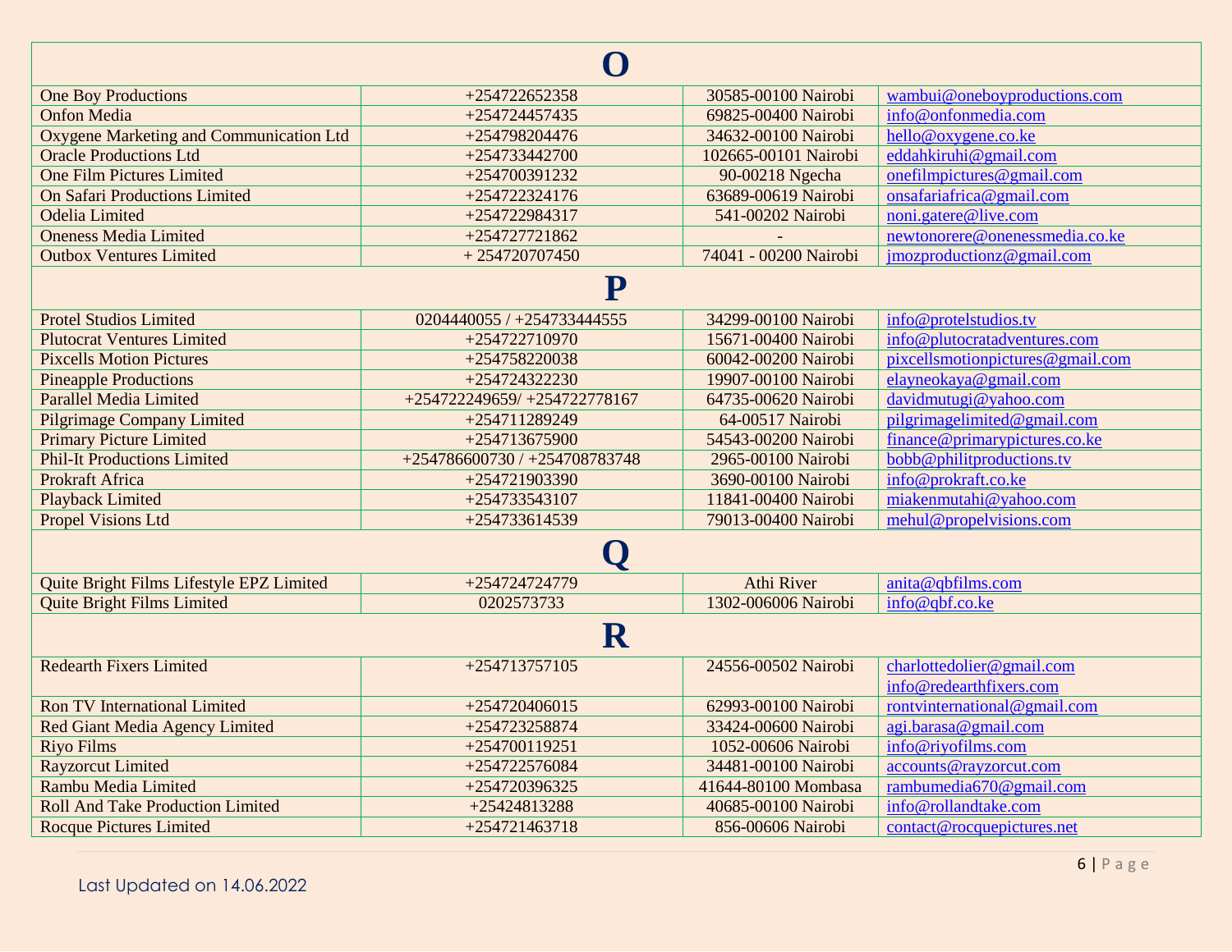# O

| | | | |
|---|---|---|---|
| One Boy Productions | +254722652358 | 30585-00100 Nairobi | wambui@oneboyproductions.com |
| Onfon Media | +254724457435 | 69825-00400 Nairobi | info@onfonmedia.com |
| Oxygene Marketing and Communication Ltd | +254798204476 | 34632-00100 Nairobi | hello@oxygene.co.ke |
| Oracle Productions Ltd | +254733442700 | 102665-00101 Nairobi | eddahkiruhi@gmail.com |
| One Film Pictures Limited | +254700391232 | 90-00218 Ngecha | onefilmpictures@gmail.com |
| On Safari Productions Limited | +254722324176 | 63689-00619 Nairobi | onsafariafrica@gmail.com |
| Odelia Limited | +254722984317 | 541-00202 Nairobi | noni.gatere@live.com |
| Oneness Media Limited | +254727721862 | - | newtonorere@onenessmedia.co.ke |
| Outbox Ventures Limited | + 254720707450 | 74041 - 00200 Nairobi | jmozproductionz@gmail.com |

# P

| | | | |
|---|---|---|---|
| Protel Studios Limited | 0204440055 / +254733444555 | 34299-00100 Nairobi | info@protelstudios.tv |
| Plutocrat Ventures Limited | +254722710970 | 15671-00400 Nairobi | info@plutocratadventures.com |
| Pixcells Motion Pictures | +254758220038 | 60042-00200 Nairobi | pixcellsmotionpictures@gmail.com |
| Pineapple Productions | +254724322230 | 19907-00100 Nairobi | elayneokaya@gmail.com |
| Parallel Media Limited | +254722249659/ +254722778167 | 64735-00620 Nairobi | davidmutugi@yahoo.com |
| Pilgrimage Company Limited | +254711289249 | 64-00517 Nairobi | pilgrimagelimited@gmail.com |
| Primary Picture Limited | +254713675900 | 54543-00200 Nairobi | finance@primarypictures.co.ke |
| Phil-It Productions Limited | +254786600730 / +254708783748 | 2965-00100 Nairobi | bobb@philitproductions.tv |
| Prokraft Africa | +254721903390 | 3690-00100 Nairobi | info@prokraft.co.ke |
| Playback Limited | +254733543107 | 11841-00400 Nairobi | miakenmutahi@yahoo.com |
| Propel Visions Ltd | +254733614539 | 79013-00400 Nairobi | mehul@propelvisions.com |

# Q

| | | | |
|---|---|---|---|
| Quite Bright Films Lifestyle EPZ Limited | +254724724779 | Athi River | anita@qbfilms.com |
| Quite Bright Films Limited | 0202573733 | 1302-006006 Nairobi | info@qbf.co.ke |

# R

| | | | |
|---|---|---|---|
| Redearth Fixers Limited | +254713757105 | 24556-00502 Nairobi | charlottedolier@gmail.com info@redearthfixers.com |
| Ron TV International Limited | +254720406015 | 62993-00100 Nairobi | rontvinternational@gmail.com |
| Red Giant Media Agency Limited | +254723258874 | 33424-00600 Nairobi | agi.barasa@gmail.com |
| Riyo Films | +254700119251 | 1052-00606 Nairobi | info@riyofilms.com |
| Rayzorcut Limited | +254722576084 | 34481-00100 Nairobi | accounts@rayzorcut.com |
| Rambu Media Limited | +254720396325 | 41644-80100 Mombasa | rambumedia670@gmail.com |
| Roll And Take Production Limited | +25424813288 | 40685-00100 Nairobi | info@rollandtake.com |
| Rocque Pictures Limited | +254721463718 | 856-00606 Nairobi | contact@rocquepictures.net |

Last Updated on 14.06.2022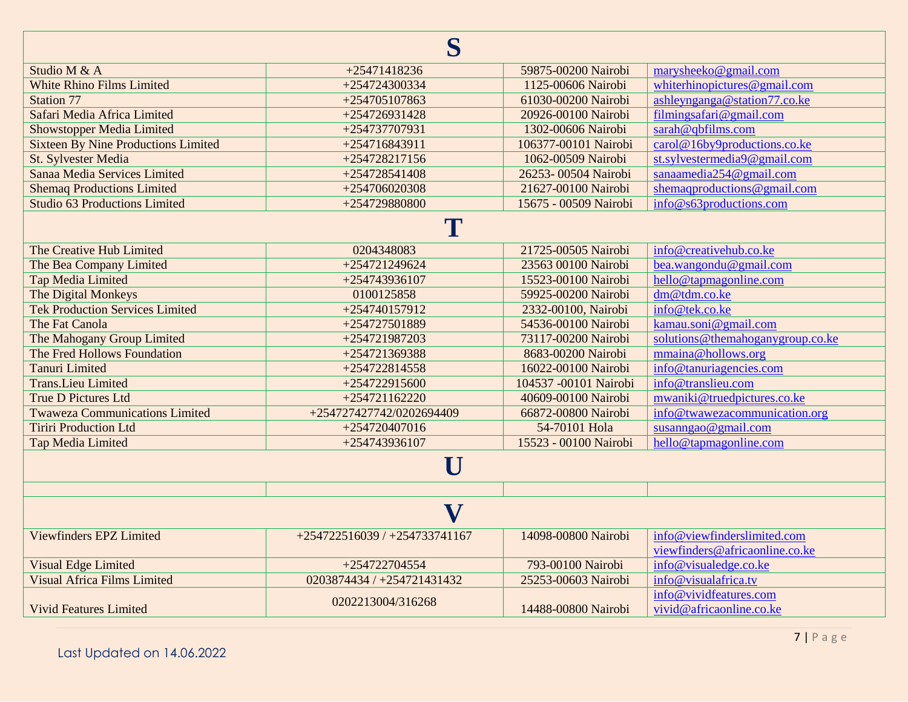| S | | | |
|---|---|---|---|
| Studio M & A | +25471418236 | 59875-00200 Nairobi | marysheeko@gmail.com |
| White Rhino Films Limited | +254724300334 | 1125-00606 Nairobi | whiterhinopictures@gmail.com |
| Station 77 | +254705107863 | 61030-00200 Nairobi | ashleynganga@station77.co.ke |
| Safari Media Africa Limited | +254726931428 | 20926-00100 Nairobi | filmingsafari@gmail.com |
| Showstopper Media Limited | +254737707931 | 1302-00606 Nairobi | sarah@qbfilms.com |
| Sixteen By Nine Productions Limited | +254716843911 | 106377-00101 Nairobi | carol@16by9productions.co.ke |
| St. Sylvester Media | +254728217156 | 1062-00509 Nairobi | st.sylvestermedia9@gmail.com |
| Sanaa Media Services Limited | +254728541408 | 26253- 00504 Nairobi | sanaamedia254@gmail.com |
| Shemaq Productions Limited | +254706020308 | 21627-00100 Nairobi | shemaqproductions@gmail.com |
| Studio 63 Productions Limited | +254729880800 | 15675 - 00509 Nairobi | info@s63productions.com |
| **T** | | | |
| The Creative Hub Limited | 0204348083 | 21725-00505 Nairobi | info@creativehub.co.ke |
| The Bea Company Limited | +254721249624 | 23563 00100 Nairobi | bea.wangondu@gmail.com |
| Tap Media Limited | +254743936107 | 15523-00100 Nairobi | hello@tapmagonline.com |
| The Digital Monkeys | 0100125858 | 59925-00200 Nairobi | dm@tdm.co.ke |
| Tek Production Services Limited | +254740157912 | 2332-00100, Nairobi | info@tek.co.ke |
| The Fat Canola | +254727501889 | 54536-00100 Nairobi | kamau.soni@gmail.com |
| The Mahogany Group Limited | +254721987203 | 73117-00200 Nairobi | solutions@themahoganygroup.co.ke |
| The Fred Hollows Foundation | +254721369388 | 8683-00200 Nairobi | mmaina@hollows.org |
| Tanuri Limited | +254722814558 | 16022-00100 Nairobi | info@tanuriagencies.com |
| Trans.Lieu Limited | +254722915600 | 104537 -00101 Nairobi | info@translieu.com |
| True D Pictures Ltd | +254721162220 | 40609-00100 Nairobi | mwaniki@truedpictures.co.ke |
| Twaweza Communications Limited | +254727427742/0202694409 | 66872-00800 Nairobi | info@twawezacommunication.org |
| Tiriri Production Ltd | +254720407016 | 54-70101 Hola | susanngao@gmail.com |
| Tap Media Limited | +254743936107 | 15523 - 00100 Nairobi | hello@tapmagonline.com |
| **U** | | | |
| | | | |
| **V** | | | |
| Viewfinders EPZ Limited | +254722516039 / +254733741167 | 14098-00800 Nairobi | info@viewfinderslimited.com viewfinders@africaonline.co.ke |
| Visual Edge Limited | +254722704554 | 793-00100 Nairobi | info@visualedge.co.ke |
| Visual Africa Films Limited | 0203874434 / +254721431432 | 25253-00603 Nairobi | info@visualafrica.tv |
| Vivid Features Limited | 0202213004/316268 | 14488-00800 Nairobi | info@vividfeatures.com vivid@africaonline.co.ke |

Last Updated on 14.06.2022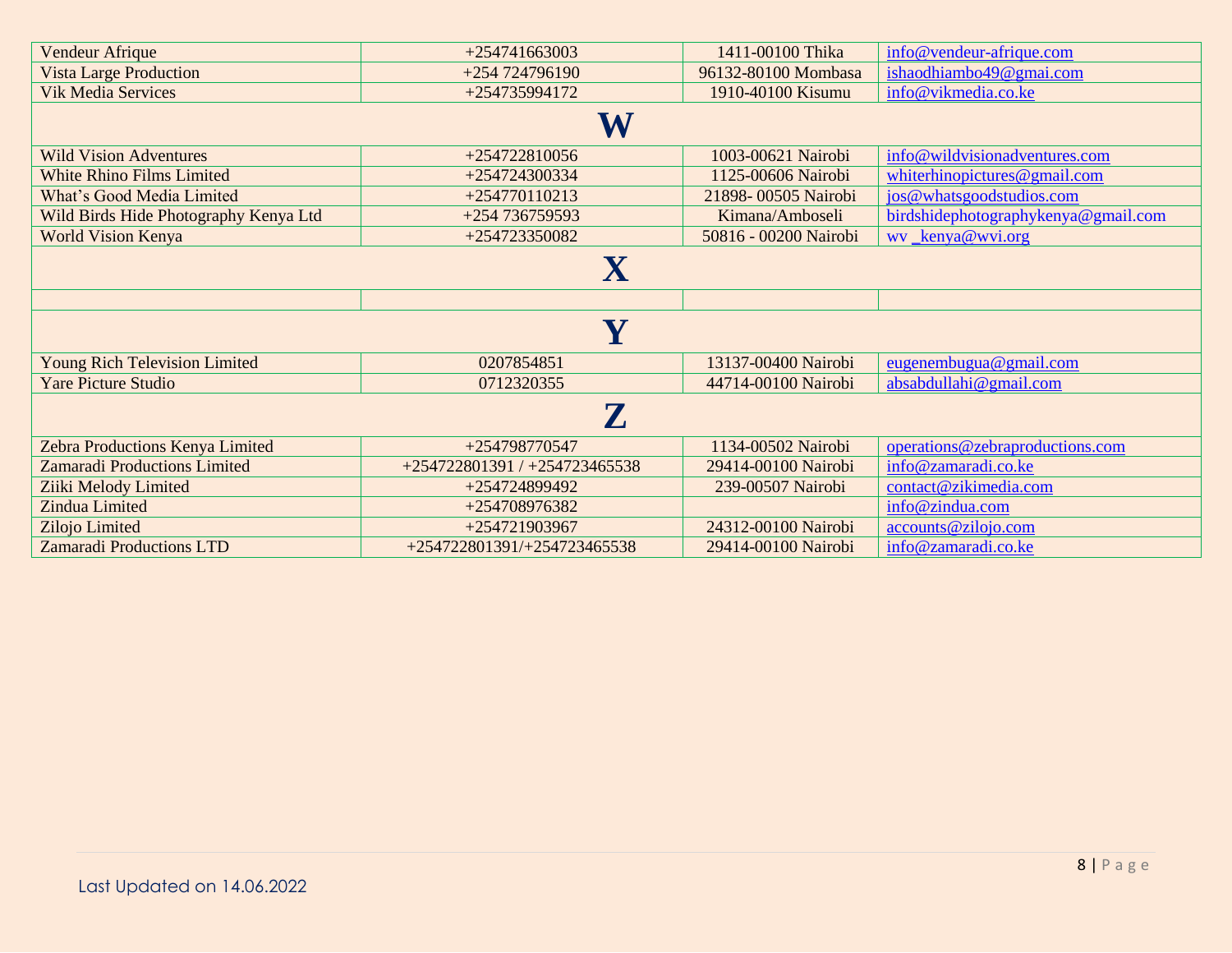| | | | |
|---|---|---|---|
| Vendeur Afrique | +254741663003 | 1411-00100 Thika | info@vendeur-afrique.com |
| Vista Large Production | +254 724796190 | 96132-80100 Mombasa | ishaodhiambo49@gmai.com |
| Vik Media Services | +254735994172 | 1910-40100 Kisumu | info@vikmedia.co.ke |
| **W** | | | |
| Wild Vision Adventures | +254722810056 | 1003-00621 Nairobi | info@wildvisionadventures.com |
| White Rhino Films Limited | +254724300334 | 1125-00606 Nairobi | whiterhinopictures@gmail.com |
| What's Good Media Limited | +254770110213 | 21898- 00505 Nairobi | jos@whatsgoodstudios.com |
| Wild Birds Hide Photography Kenya Ltd | +254 736759593 | Kimana/Amboseli | birdshidephotographykenya@gmail.com |
| World Vision Kenya | +254723350082 | 50816 - 00200 Nairobi | wv _kenya@wvi.org |
| **X** | | | |
| | | | |
| **Y** | | | |
| Young Rich Television Limited | 0207854851 | 13137-00400 Nairobi | eugenembugua@gmail.com |
| Yare Picture Studio | 0712320355 | 44714-00100 Nairobi | absabdullahi@gmail.com |
| **Z** | | | |
| Zebra Productions Kenya Limited | +254798770547 | 1134-00502 Nairobi | operations@zebraproductions.com |
| Zamaradi Productions Limited | +254722801391 / +254723465538 | 29414-00100 Nairobi | info@zamaradi.co.ke |
| Ziiki Melody Limited | +254724899492 | 239-00507 Nairobi | contact@zikimedia.com |
| Zindua Limited | +254708976382 | | info@zindua.com |
| Zilojo Limited | +254721903967 | 24312-00100 Nairobi | accounts@zilojo.com |
| Zamaradi Productions LTD | +254722801391/+254723465538 | 29414-00100 Nairobi | info@zamaradi.co.ke |

Last Updated on 14.06.2022